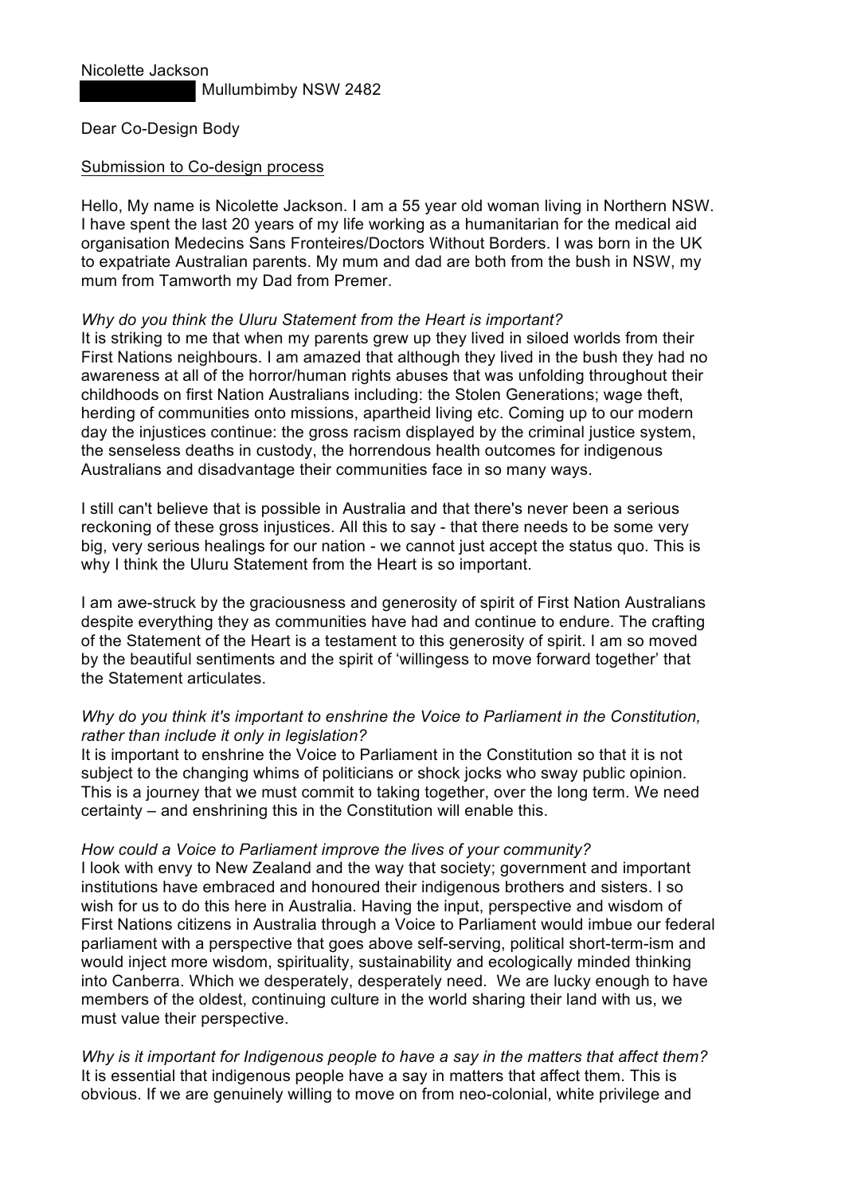Nicolette Jackson
██████████ Mullumbimby NSW 2482

Dear Co-Design Body

<u>Submission to Co-design process</u>

Hello, My name is Nicolette Jackson. I am a 55 year old woman living in Northern NSW. I have spent the last 20 years of my life working as a humanitarian for the medical aid organisation Medecins Sans Fronteires/Doctors Without Borders. I was born in the UK to expatriate Australian parents. My mum and dad are both from the bush in NSW, my mum from Tamworth my Dad from Premer.

*Why do you think the Uluru Statement from the Heart is important?*
It is striking to me that when my parents grew up they lived in siloed worlds from their First Nations neighbours. I am amazed that although they lived in the bush they had no awareness at all of the horror/human rights abuses that was unfolding throughout their childhoods on first Nation Australians including: the Stolen Generations; wage theft, herding of communities onto missions, apartheid living etc. Coming up to our modern day the injustices continue: the gross racism displayed by the criminal justice system, the senseless deaths in custody, the horrendous health outcomes for indigenous Australians and disadvantage their communities face in so many ways.

I still can't believe that is possible in Australia and that there's never been a serious reckoning of these gross injustices. All this to say - that there needs to be some very big, very serious healings for our nation - we cannot just accept the status quo. This is why I think the Uluru Statement from the Heart is so important.

I am awe-struck by the graciousness and generosity of spirit of First Nation Australians despite everything they as communities have had and continue to endure. The crafting of the Statement of the Heart is a testament to this generosity of spirit. I am so moved by the beautiful sentiments and the spirit of 'willingess to move forward together' that the Statement articulates.

*Why do you think it's important to enshrine the Voice to Parliament in the Constitution, rather than include it only in legislation?*
It is important to enshrine the Voice to Parliament in the Constitution so that it is not subject to the changing whims of politicians or shock jocks who sway public opinion. This is a journey that we must commit to taking together, over the long term. We need certainty – and enshrining this in the Constitution will enable this.

*How could a Voice to Parliament improve the lives of your community?*
I look with envy to New Zealand and the way that society; government and important institutions have embraced and honoured their indigenous brothers and sisters. I so wish for us to do this here in Australia. Having the input, perspective and wisdom of First Nations citizens in Australia through a Voice to Parliament would imbue our federal parliament with a perspective that goes above self-serving, political short-term-ism and would inject more wisdom, spirituality, sustainability and ecologically minded thinking into Canberra. Which we desperately, desperately need. We are lucky enough to have members of the oldest, continuing culture in the world sharing their land with us, we must value their perspective.

*Why is it important for Indigenous people to have a say in the matters that affect them?*
It is essential that indigenous people have a say in matters that affect them. This is obvious. If we are genuinely willing to move on from neo-colonial, white privilege and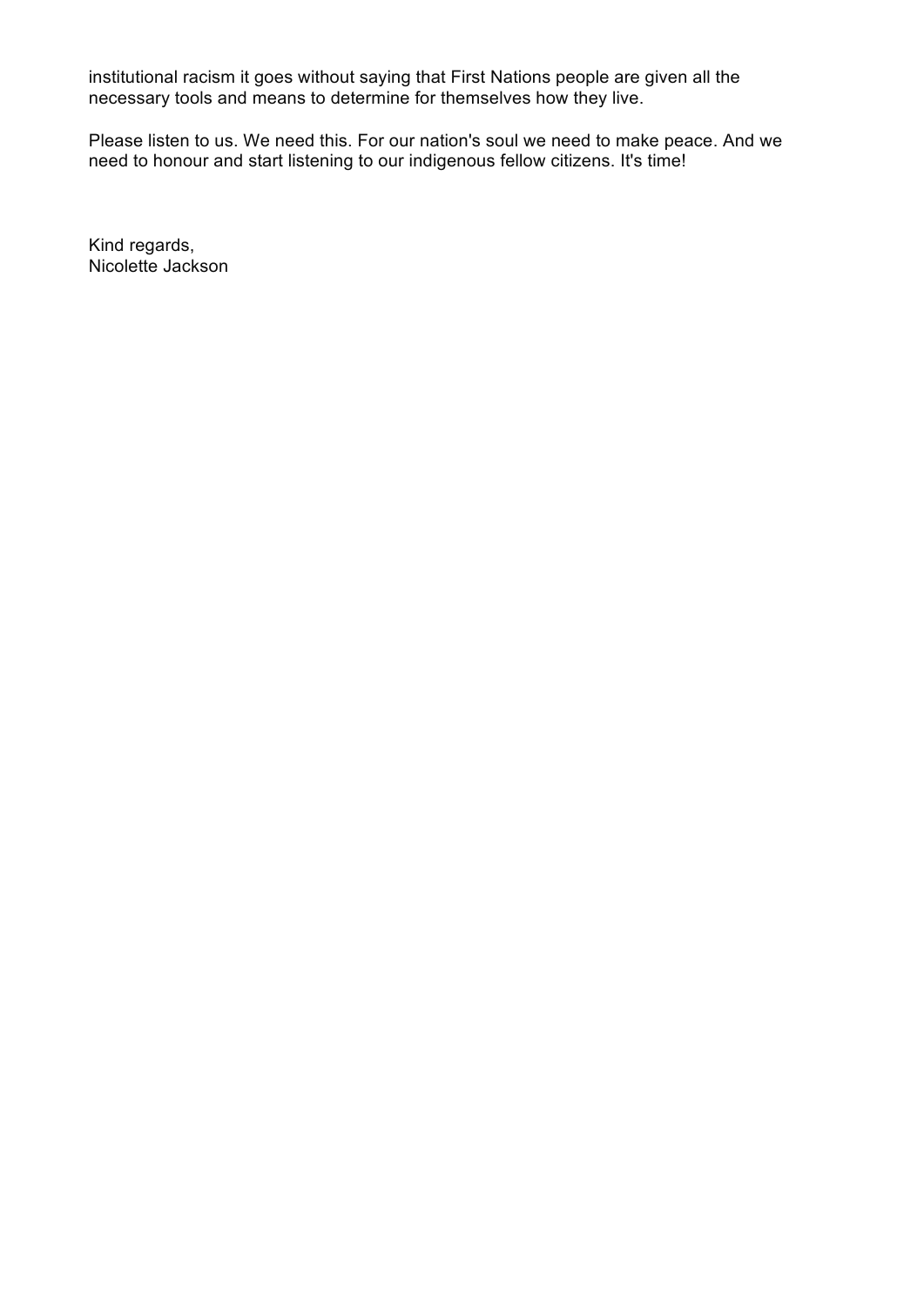institutional racism it goes without saying that First Nations people are given all the necessary tools and means to determine for themselves how they live.

Please listen to us. We need this. For our nation's soul we need to make peace. And we need to honour and start listening to our indigenous fellow citizens. It's time!

Kind regards,
Nicolette Jackson